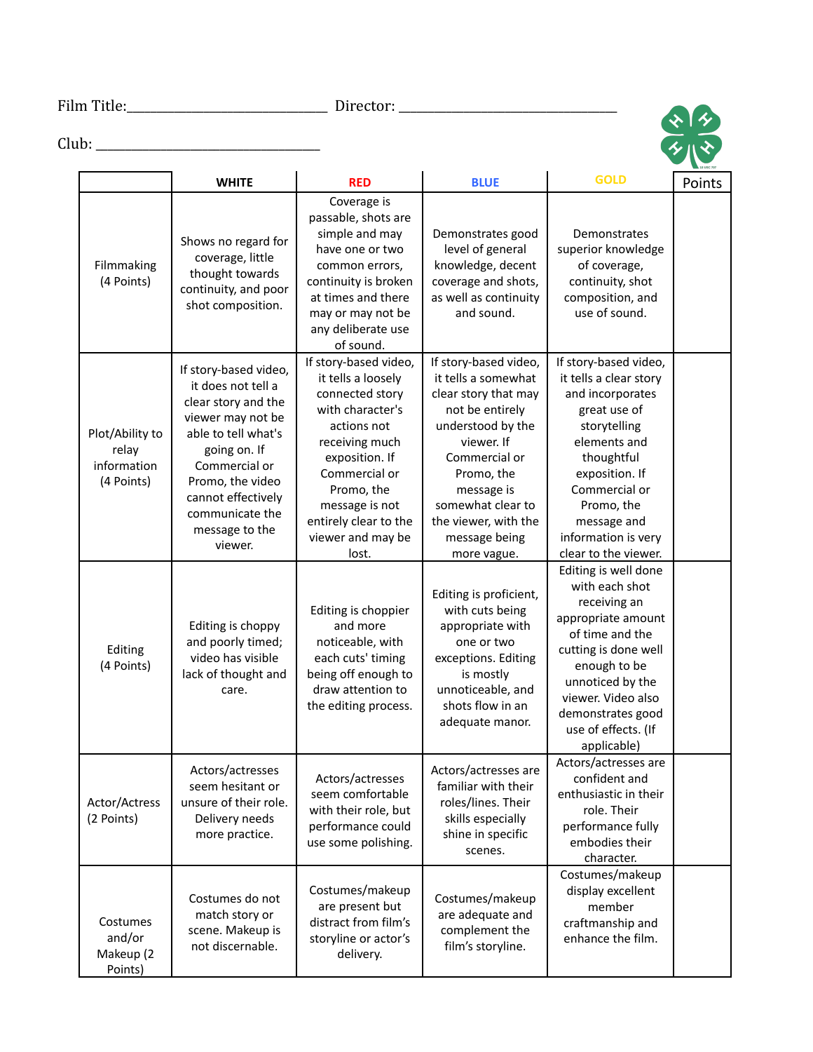Film Title:______________________________ Director: ________________________________

Club: _________________________________

| | WHITE | RED | BLUE | GOLD | Points |
|---|---|---|---|---|---|
| Filmmaking (4 Points) | Shows no regard for coverage, little thought towards continuity, and poor shot composition. | Coverage is passable, shots are simple and may have one or two common errors, continuity is broken at times and there may or may not be any deliberate use of sound. | Demonstrates good level of general knowledge, decent coverage and shots, as well as continuity and sound. | Demonstrates superior knowledge of coverage, continuity, shot composition, and use of sound. | |
| Plot/Ability to relay information (4 Points) | If story-based video, it does not tell a clear story and the viewer may not be able to tell what's going on. If Commercial or Promo, the video cannot effectively communicate the message to the viewer. | If story-based video, it tells a loosely connected story with character's actions not receiving much exposition. If Commercial or Promo, the message is not entirely clear to the viewer and may be lost. | If story-based video, it tells a somewhat clear story that may not be entirely understood by the viewer. If Commercial or Promo, the message is somewhat clear to the viewer, with the message being more vague. | If story-based video, it tells a clear story and incorporates great use of storytelling elements and thoughtful exposition. If Commercial or Promo, the message and information is very clear to the viewer. | |
| Editing (4 Points) | Editing is choppy and poorly timed; video has visible lack of thought and care. | Editing is choppier and more noticeable, with each cuts' timing being off enough to draw attention to the editing process. | Editing is proficient, with cuts being appropriate with one or two exceptions. Editing is mostly unnoticeable, and shots flow in an adequate manor. | Editing is well done with each shot receiving an appropriate amount of time and the cutting is done well enough to be unnoticed by the viewer. Video also demonstrates good use of effects. (If applicable) | |
| Actor/Actress (2 Points) | Actors/actresses seem hesitant or unsure of their role. Delivery needs more practice. | Actors/actresses seem comfortable with their role, but performance could use some polishing. | Actors/actresses are familiar with their roles/lines. Their skills especially shine in specific scenes. | Actors/actresses are confident and enthusiastic in their role. Their performance fully embodies their character. | |
| Costumes and/or Makeup (2 Points) | Costumes do not match story or scene. Makeup is not discernable. | Costumes/makeup are present but distract from film's storyline or actor's delivery. | Costumes/makeup are adequate and complement the film's storyline. | Costumes/makeup display excellent member craftmanship and enhance the film. | |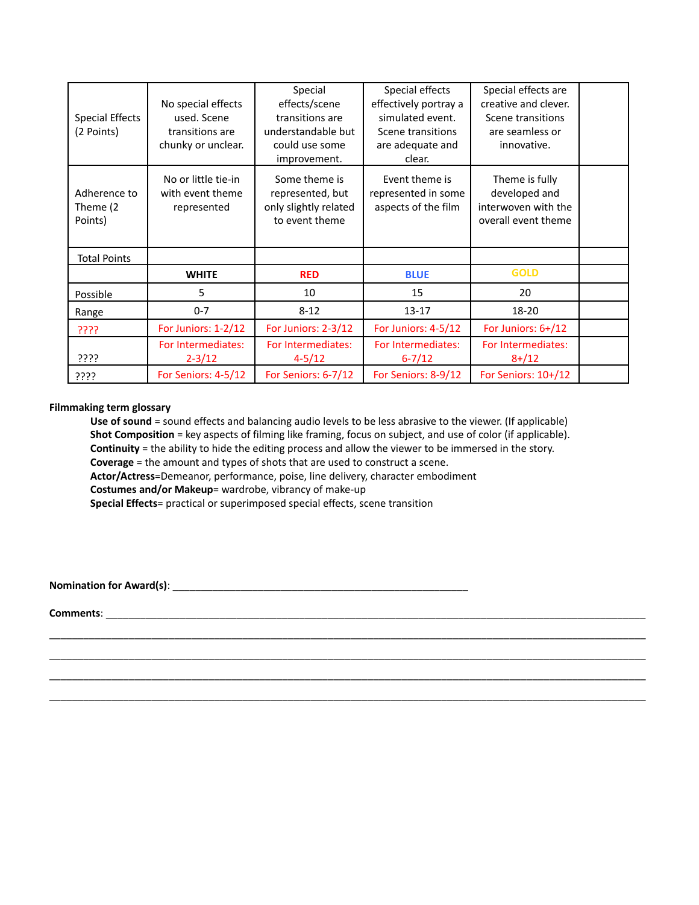| | | | | | |
|---|---|---|---|---|---|
| Special Effects (2 Points) | No special effects used. Scene transitions are chunky or unclear. | Special effects/scene transitions are understandable but could use some improvement. | Special effects effectively portray a simulated event. Scene transitions are adequate and clear. | Special effects are creative and clever. Scene transitions are seamless or innovative. | |
| Adherence to Theme (2 Points) | No or little tie-in with event theme represented | Some theme is represented, but only slightly related to event theme | Event theme is represented in some aspects of the film | Theme is fully developed and interwoven with the overall event theme | |
| Total Points | | | | | |
| | WHITE | RED | BLUE | GOLD | |
| Possible | 5 | 10 | 15 | 20 | |
| Range | 0-7 | 8-12 | 13-17 | 18-20 | |
| ???? | For Juniors: 1-2/12 | For Juniors: 2-3/12 | For Juniors: 4-5/12 | For Juniors: 6+/12 | |
| ???? | For Intermediates: 2-3/12 | For Intermediates: 4-5/12 | For Intermediates: 6-7/12 | For Intermediates: 8+/12 | |
| ???? | For Seniors: 4-5/12 | For Seniors: 6-7/12 | For Seniors: 8-9/12 | For Seniors: 10+/12 | |

**Filmmaking term glossary**

**Use of sound** = sound effects and balancing audio levels to be less abrasive to the viewer. (If applicable)
**Shot Composition** = key aspects of filming like framing, focus on subject, and use of color (if applicable).
**Continuity** = the ability to hide the editing process and allow the viewer to be immersed in the story.
**Coverage** = the amount and types of shots that are used to construct a scene.
**Actor/Actress**=Demeanor, performance, poise, line delivery, character embodiment
**Costumes and/or Makeup**= wardrobe, vibrancy of make-up
**Special Effects**= practical or superimposed special effects, scene transition

**Nomination for Award(s)**: ______________________________________________________

**Comments**: ______________________________________________________________________________________________

______________________________________________________________________________________________________

______________________________________________________________________________________________________

______________________________________________________________________________________________________

______________________________________________________________________________________________________